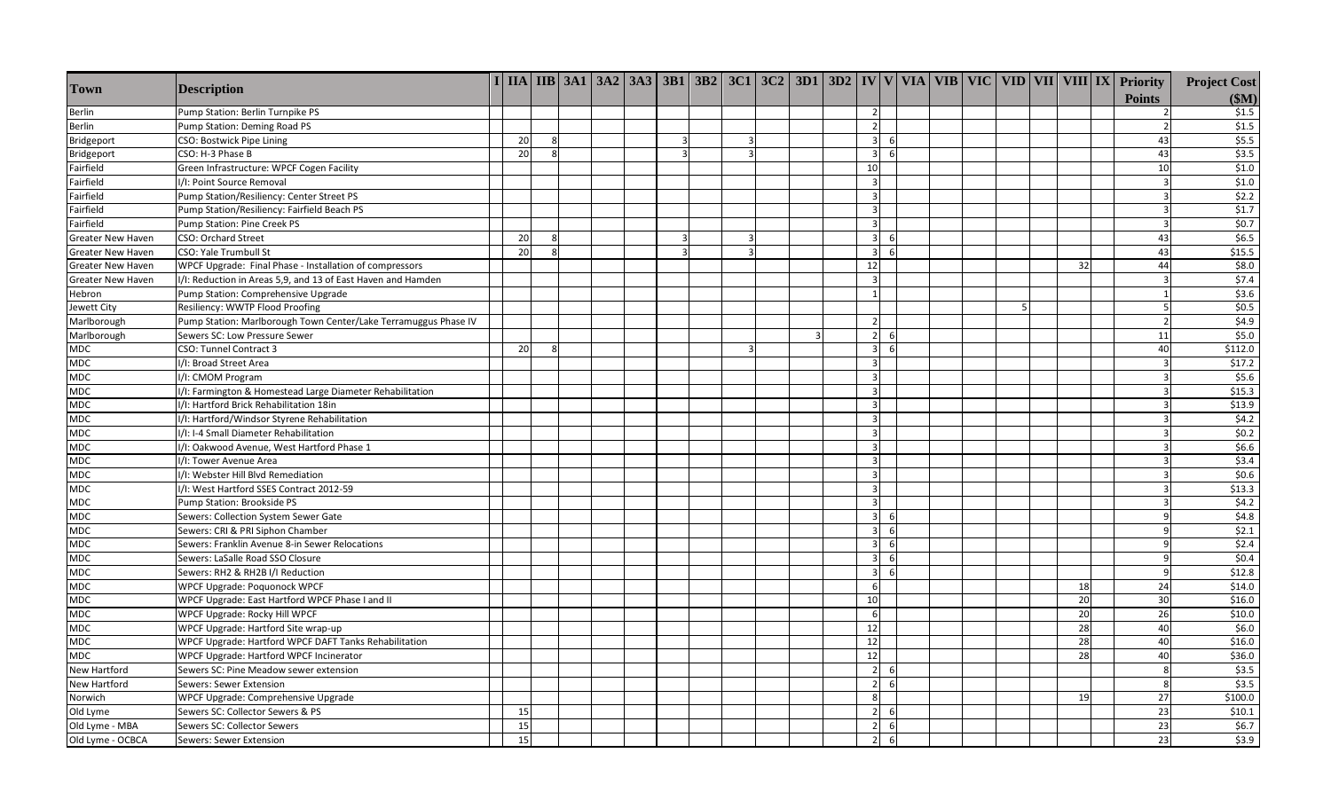| Town | Description | I | IIA | IIB | 3A1 | 3A2 | 3A3 | 3B1 | 3B2 | 3C1 | 3C2 | 3D1 | 3D2 | IV | V | VIA | VIB | VIC | VID | VII | VIII | IX | Priority Points | Project Cost ($M) |
|---|---|---|---|---|---|---|---|---|---|---|---|---|---|---|---|---|---|---|---|---|---|---|---|---|
| Berlin | Pump Station: Berlin Turnpike PS | | | | | | | | | | | | | 2 | | | | | | | | | 2 | $1.5 |
| Berlin | Pump Station: Deming Road PS | | | | | | | | | | | | | 2 | | | | | | | | | 2 | $1.5 |
| Bridgeport | CSO: Bostwick Pipe Lining | | 20 | 8 | | | | 3 | | 3 | | | | 3 | 6 | | | | | | | | 43 | $5.5 |
| Bridgeport | CSO: H-3 Phase B | | 20 | 8 | | | | 3 | | 3 | | | | 3 | 6 | | | | | | | | 43 | $3.5 |
| Fairfield | Green Infrastructure: WPCF Cogen Facility | | | | | | | | | | | | | 10 | | | | | | | | | 10 | $1.0 |
| Fairfield | I/I: Point Source Removal | | | | | | | | | | | | | 3 | | | | | | | | | 3 | $1.0 |
| Fairfield | Pump Station/Resiliency: Center Street PS | | | | | | | | | | | | | 3 | | | | | | | | | 3 | $2.2 |
| Fairfield | Pump Station/Resiliency: Fairfield Beach PS | | | | | | | | | | | | | 3 | | | | | | | | | 3 | $1.7 |
| Fairfield | Pump Station: Pine Creek PS | | | | | | | | | | | | | 3 | | | | | | | | | 3 | $0.7 |
| Greater New Haven | CSO: Orchard Street | | 20 | 8 | | | | 3 | | 3 | | | | 3 | 6 | | | | | | | | 43 | $6.5 |
| Greater New Haven | CSO: Yale Trumbull St | | 20 | 8 | | | | 3 | | 3 | | | | 3 | 6 | | | | | | | | 43 | $15.5 |
| Greater New Haven | WPCF Upgrade: Final Phase - Installation of compressors | | | | | | | | | | | | | 12 | | | | | | | 32 | | 44 | $8.0 |
| Greater New Haven | I/I: Reduction in Areas 5,9, and 13 of East Haven and Hamden | | | | | | | | | | | | | 3 | | | | | | | | | 3 | $7.4 |
| Hebron | Pump Station: Comprehensive Upgrade | | | | | | | | | | | | | 1 | | | | | | | | | 1 | $3.6 |
| Jewett City | Resiliency: WWTP Flood Proofing | | | | | | | | | | | | | | | | | | 5 | | | | 5 | $0.5 |
| Marlborough | Pump Station: Marlborough Town Center/Lake Terramuggus Phase IV | | | | | | | | | | | | | 2 | | | | | | | | | 2 | $4.9 |
| Marlborough | Sewers SC: Low Pressure Sewer | | | | | | | | | | | 3 | | 2 | 6 | | | | | | | | 11 | $5.0 |
| MDC | CSO: Tunnel Contract 3 | | 20 | 8 | | | | | | 3 | | | | 3 | 6 | | | | | | | | 40 | $112.0 |
| MDC | I/I: Broad Street Area | | | | | | | | | | | | | 3 | | | | | | | | | 3 | $17.2 |
| MDC | I/I: CMOM Program | | | | | | | | | | | | | 3 | | | | | | | | | 3 | $5.6 |
| MDC | I/I: Farmington & Homestead Large Diameter Rehabilitation | | | | | | | | | | | | | 3 | | | | | | | | | 3 | $15.3 |
| MDC | I/I: Hartford Brick Rehabilitation 18in | | | | | | | | | | | | | 3 | | | | | | | | | 3 | $13.9 |
| MDC | I/I: Hartford/Windsor Styrene Rehabilitation | | | | | | | | | | | | | 3 | | | | | | | | | 3 | $4.2 |
| MDC | I/I: I-4 Small Diameter Rehabilitation | | | | | | | | | | | | | 3 | | | | | | | | | 3 | $0.2 |
| MDC | I/I: Oakwood Avenue, West Hartford Phase 1 | | | | | | | | | | | | | 3 | | | | | | | | | 3 | $6.6 |
| MDC | I/I: Tower Avenue Area | | | | | | | | | | | | | 3 | | | | | | | | | 3 | $3.4 |
| MDC | I/I: Webster Hill Blvd Remediation | | | | | | | | | | | | | 3 | | | | | | | | | 3 | $0.6 |
| MDC | I/I: West Hartford SSES Contract 2012-59 | | | | | | | | | | | | | 3 | | | | | | | | | 3 | $13.3 |
| MDC | Pump Station: Brookside PS | | | | | | | | | | | | | 3 | | | | | | | | | 3 | $4.2 |
| MDC | Sewers: Collection System Sewer Gate | | | | | | | | | | | | | 3 | 6 | | | | | | | | 9 | $4.8 |
| MDC | Sewers: CRI & PRI Siphon Chamber | | | | | | | | | | | | | 3 | 6 | | | | | | | | 9 | $2.1 |
| MDC | Sewers: Franklin Avenue 8-in Sewer Relocations | | | | | | | | | | | | | 3 | 6 | | | | | | | | 9 | $2.4 |
| MDC | Sewers: LaSalle Road SSO Closure | | | | | | | | | | | | | 3 | 6 | | | | | | | | 9 | $0.4 |
| MDC | Sewers: RH2 & RH2B I/I Reduction | | | | | | | | | | | | | 3 | 6 | | | | | | | | 9 | $12.8 |
| MDC | WPCF Upgrade: Poquonock WPCF | | | | | | | | | | | | | 6 | | | | | | | 18 | | 24 | $14.0 |
| MDC | WPCF Upgrade: East Hartford WPCF Phase I and II | | | | | | | | | | | | | 10 | | | | | | | 20 | | 30 | $16.0 |
| MDC | WPCF Upgrade: Rocky Hill WPCF | | | | | | | | | | | | | 6 | | | | | | | 20 | | 26 | $10.0 |
| MDC | WPCF Upgrade: Hartford Site wrap-up | | | | | | | | | | | | | 12 | | | | | | | 28 | | 40 | $6.0 |
| MDC | WPCF Upgrade: Hartford WPCF DAFT Tanks Rehabilitation | | | | | | | | | | | | | 12 | | | | | | | 28 | | 40 | $16.0 |
| MDC | WPCF Upgrade: Hartford WPCF Incinerator | | | | | | | | | | | | | 12 | | | | | | | 28 | | 40 | $36.0 |
| New Hartford | Sewers SC: Pine Meadow sewer extension | | | | | | | | | | | | | 2 | 6 | | | | | | | | 8 | $3.5 |
| New Hartford | Sewers: Sewer Extension | | | | | | | | | | | | | 2 | 6 | | | | | | | | 8 | $3.5 |
| Norwich | WPCF Upgrade: Comprehensive Upgrade | | | | | | | | | | | | | 8 | | | | | | | 19 | | 27 | $100.0 |
| Old Lyme | Sewers SC: Collector Sewers & PS | | 15 | | | | | | | | | | | 2 | 6 | | | | | | | | 23 | $10.1 |
| Old Lyme - MBA | Sewers SC: Collector Sewers | | 15 | | | | | | | | | | | 2 | 6 | | | | | | | | 23 | $6.7 |
| Old Lyme - OCBCA | Sewers: Sewer Extension | | 15 | | | | | | | | | | | 2 | 6 | | | | | | | | 23 | $3.9 |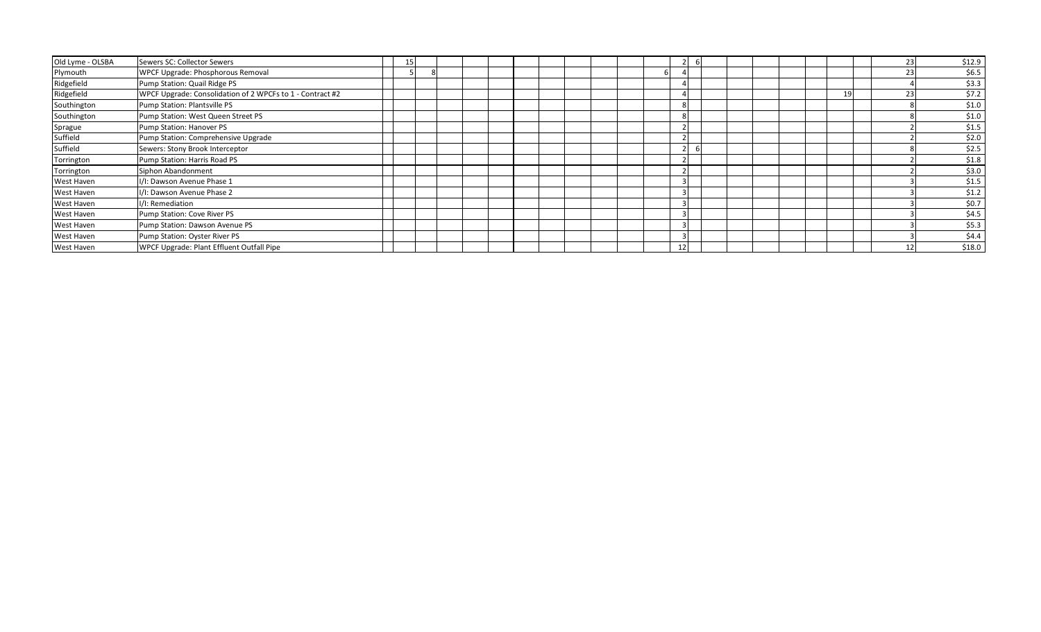| | | | | | | | | | | | | | | | | | | | | | | | | |
|---|---|---|---|---|---|---|---|---|---|---|---|---|---|---|---|---|---|---|---|---|---|---|---|---|
| Old Lyme - OLSBA | Sewers SC: Collector Sewers | | 15 | | | | | | | | | | | 2 | 6 | | | | | | | | 23 | $12.9 |
| Plymouth | WPCF Upgrade: Phosphorous Removal | | 5 | 8 | | | | | | | | | 6 | 4 | | | | | | | | | 23 | $6.5 |
| Ridgefield | Pump Station: Quail Ridge PS | | | | | | | | | | | | | 4 | | | | | | | | | 4 | $3.3 |
| Ridgefield | WPCF Upgrade: Consolidation of 2 WPCFs to 1 - Contract #2 | | | | | | | | | | | | | 4 | | | | | | | 19 | | 23 | $7.2 |
| Southington | Pump Station: Plantsville PS | | | | | | | | | | | | | 8 | | | | | | | | | 8 | $1.0 |
| Southington | Pump Station: West Queen Street PS | | | | | | | | | | | | | 8 | | | | | | | | | 8 | $1.0 |
| Sprague | Pump Station: Hanover PS | | | | | | | | | | | | | 2 | | | | | | | | | 2 | $1.5 |
| Suffield | Pump Station: Comprehensive Upgrade | | | | | | | | | | | | | 2 | | | | | | | | | 2 | $2.0 |
| Suffield | Sewers: Stony Brook Interceptor | | | | | | | | | | | | | 2 | 6 | | | | | | | | 8 | $2.5 |
| Torrington | Pump Station: Harris Road PS | | | | | | | | | | | | | 2 | | | | | | | | | 2 | $1.8 |
| Torrington | Siphon Abandonment | | | | | | | | | | | | | 2 | | | | | | | | | 2 | $3.0 |
| West Haven | I/I: Dawson Avenue Phase 1 | | | | | | | | | | | | | 3 | | | | | | | | | 3 | $1.5 |
| West Haven | I/I: Dawson Avenue Phase 2 | | | | | | | | | | | | | 3 | | | | | | | | | 3 | $1.2 |
| West Haven | I/I: Remediation | | | | | | | | | | | | | 3 | | | | | | | | | 3 | $0.7 |
| West Haven | Pump Station: Cove River PS | | | | | | | | | | | | | 3 | | | | | | | | | 3 | $4.5 |
| West Haven | Pump Station: Dawson Avenue PS | | | | | | | | | | | | | 3 | | | | | | | | | 3 | $5.3 |
| West Haven | Pump Station: Oyster River PS | | | | | | | | | | | | | 3 | | | | | | | | | 3 | $4.4 |
| West Haven | WPCF Upgrade: Plant Effluent Outfall Pipe | | | | | | | | | | | | | 12 | | | | | | | | | 12 | $18.0 |